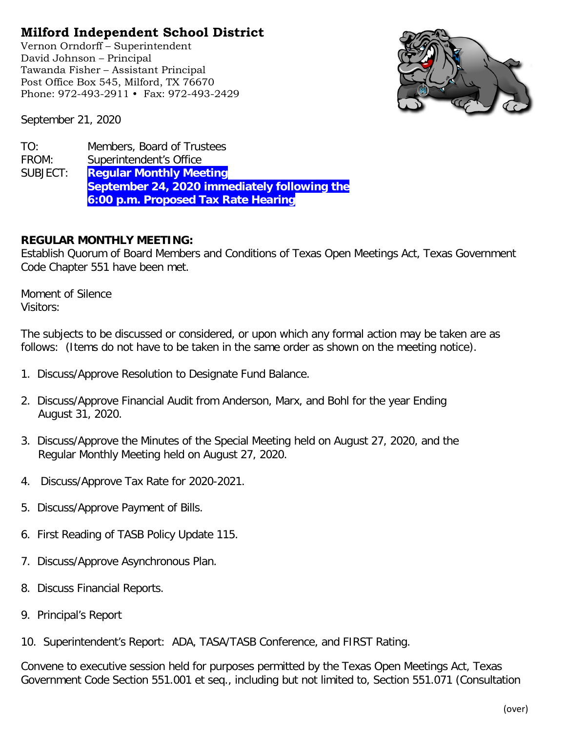# Milford Independent School District

Vernon Orndorff – Superintendent
David Johnson – Principal
Tawanda Fisher – Assistant Principal
Post Office Box 545, Milford, TX 76670
Phone: 972-493-2911 • Fax: 972-493-2429

September 21, 2020

TO: Members, Board of Trustees
FROM: Superintendent's Office
SUBJECT: **Regular Monthly Meeting**
**September 24, 2020 immediately following the**
**6:00 p.m. Proposed Tax Rate Hearing**

**REGULAR MONTHLY MEETING:**
Establish Quorum of Board Members and Conditions of Texas Open Meetings Act, Texas Government Code Chapter 551 have been met.

Moment of Silence
Visitors:

The subjects to be discussed or considered, or upon which any formal action may be taken are as follows: (Items do not have to be taken in the same order as shown on the meeting notice).

1. Discuss/Approve Resolution to Designate Fund Balance.

2. Discuss/Approve Financial Audit from Anderson, Marx, and Bohl for the year Ending August 31, 2020.

3. Discuss/Approve the Minutes of the Special Meeting held on August 27, 2020, and the Regular Monthly Meeting held on August 27, 2020.

4. Discuss/Approve Tax Rate for 2020-2021.

5. Discuss/Approve Payment of Bills.

6. First Reading of TASB Policy Update 115.

7. Discuss/Approve Asynchronous Plan.

8. Discuss Financial Reports.

9. Principal's Report

10. Superintendent's Report: ADA, TASA/TASB Conference, and FIRST Rating.

Convene to executive session held for purposes permitted by the Texas Open Meetings Act, Texas Government Code Section 551.001 et seq., including but not limited to, Section 551.071 (Consultation

(over)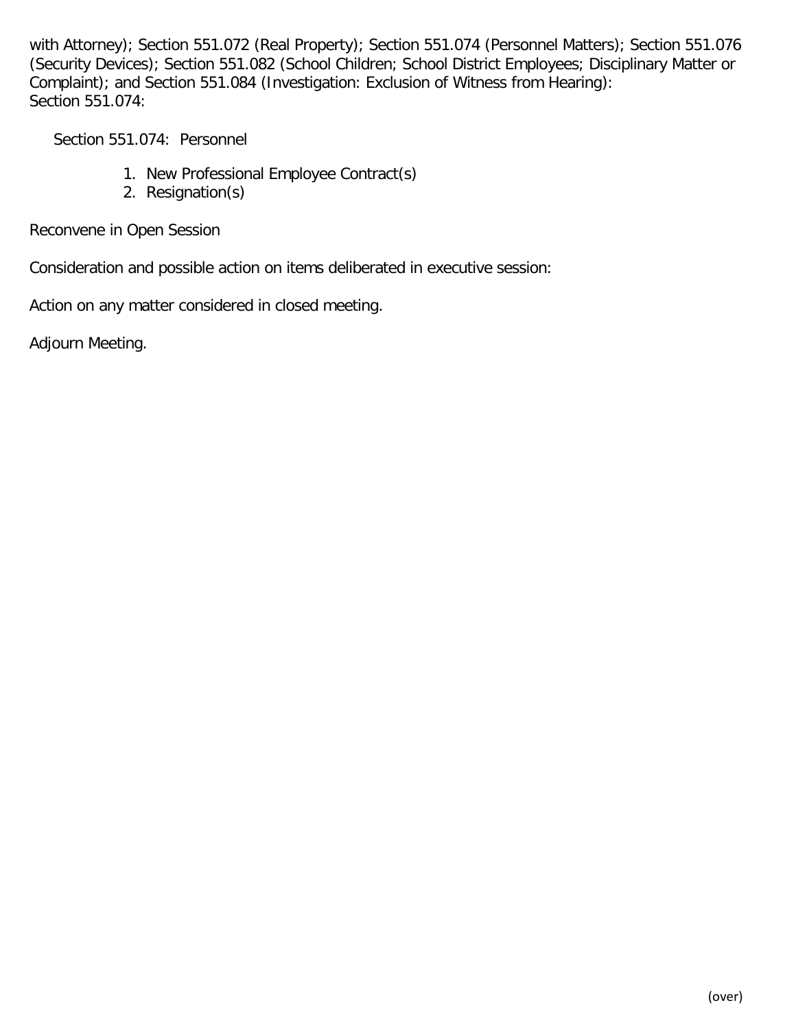with Attorney); Section 551.072 (Real Property); Section 551.074 (Personnel Matters); Section 551.076 (Security Devices); Section 551.082 (School Children; School District Employees; Disciplinary Matter or Complaint); and Section 551.084 (Investigation: Exclusion of Witness from Hearing):
Section 551.074:

Section 551.074: Personnel

1. New Professional Employee Contract(s)
2. Resignation(s)

Reconvene in Open Session

Consideration and possible action on items deliberated in executive session:

Action on any matter considered in closed meeting.

Adjourn Meeting.

(over)